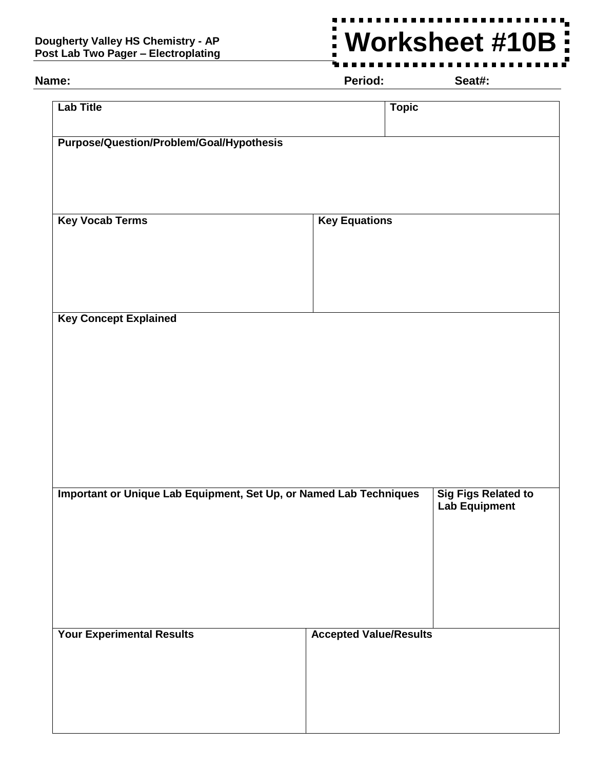Dougherty Valley HS Chemistry - AP
Post Lab Two Pager – Electroplating

# Worksheet #10B

**Name:** **Period:** **Seat#:**

| **Lab Title** | **Topic** |
| --- | --- |
| | |

| **Purpose/Question/Problem/Goal/Hypothesis** |
| --- |
| |

| **Key Vocab Terms** | **Key Equations** |
| --- | --- |
| | |

| **Key Concept Explained** |
| --- |
| |

| **Important or Unique Lab Equipment, Set Up, or Named Lab Techniques** | **Sig Figs Related to Lab Equipment** |
| --- | --- |
| | |

| **Your Experimental Results** | **Accepted Value/Results** |
| --- | --- |
| | |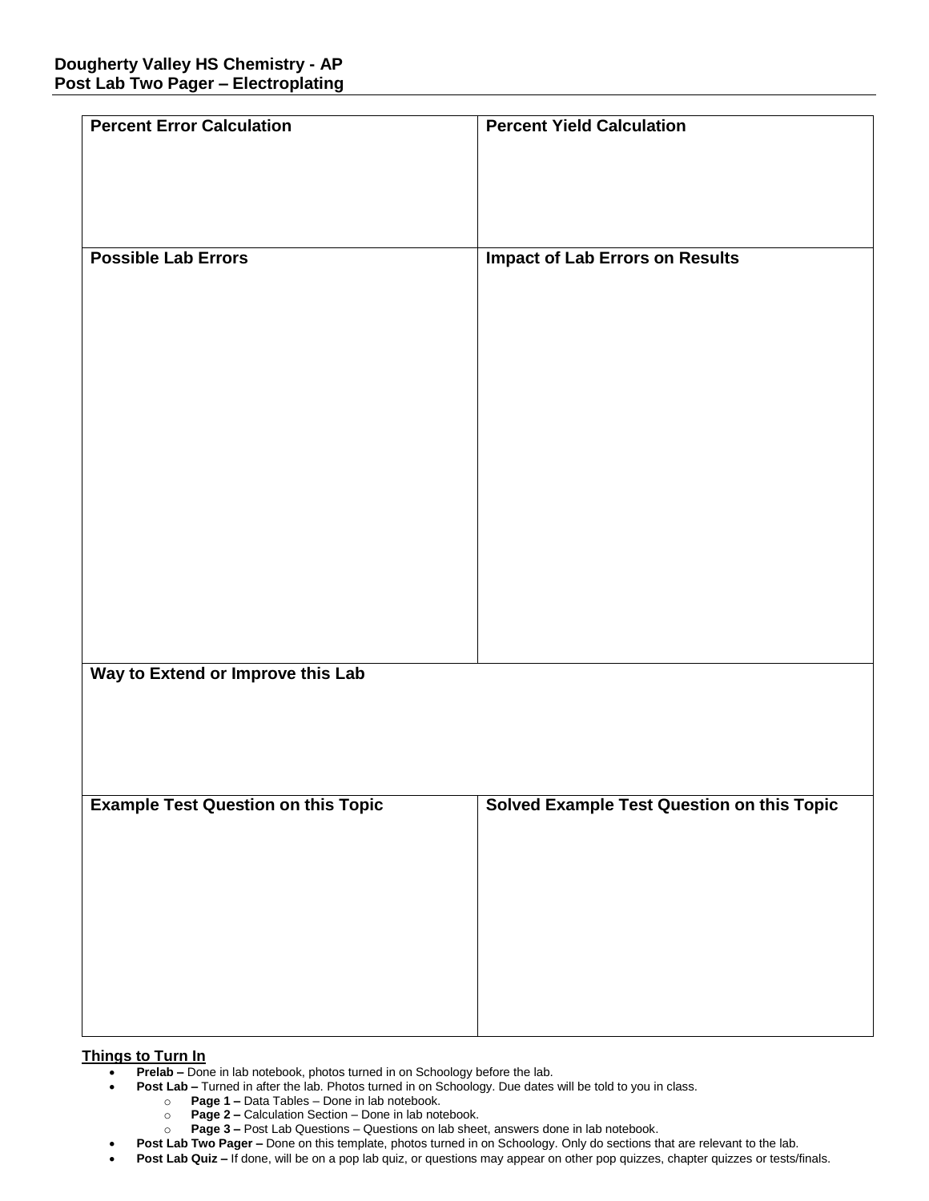**Dougherty Valley HS Chemistry - AP**
**Post Lab Two Pager – Electroplating**

| | |
|---|---|
| **Percent Error Calculation** | **Percent Yield Calculation** |
| **Possible Lab Errors** | **Impact of Lab Errors on Results** |
| **Way to Extend or Improve this Lab** | |
| **Example Test Question on this Topic** | **Solved Example Test Question on this Topic** |

**Things to Turn In**

- **Prelab –** Done in lab notebook, photos turned in on Schoology before the lab.
- **Post Lab –** Turned in after the lab. Photos turned in on Schoology. Due dates will be told to you in class.
  - **Page 1 –** Data Tables – Done in lab notebook.
  - **Page 2 –** Calculation Section – Done in lab notebook.
  - **Page 3 –** Post Lab Questions – Questions on lab sheet, answers done in lab notebook.
- **Post Lab Two Pager –** Done on this template, photos turned in on Schoology. Only do sections that are relevant to the lab.
- **Post Lab Quiz –** If done, will be on a pop lab quiz, or questions may appear on other pop quizzes, chapter quizzes or tests/finals.